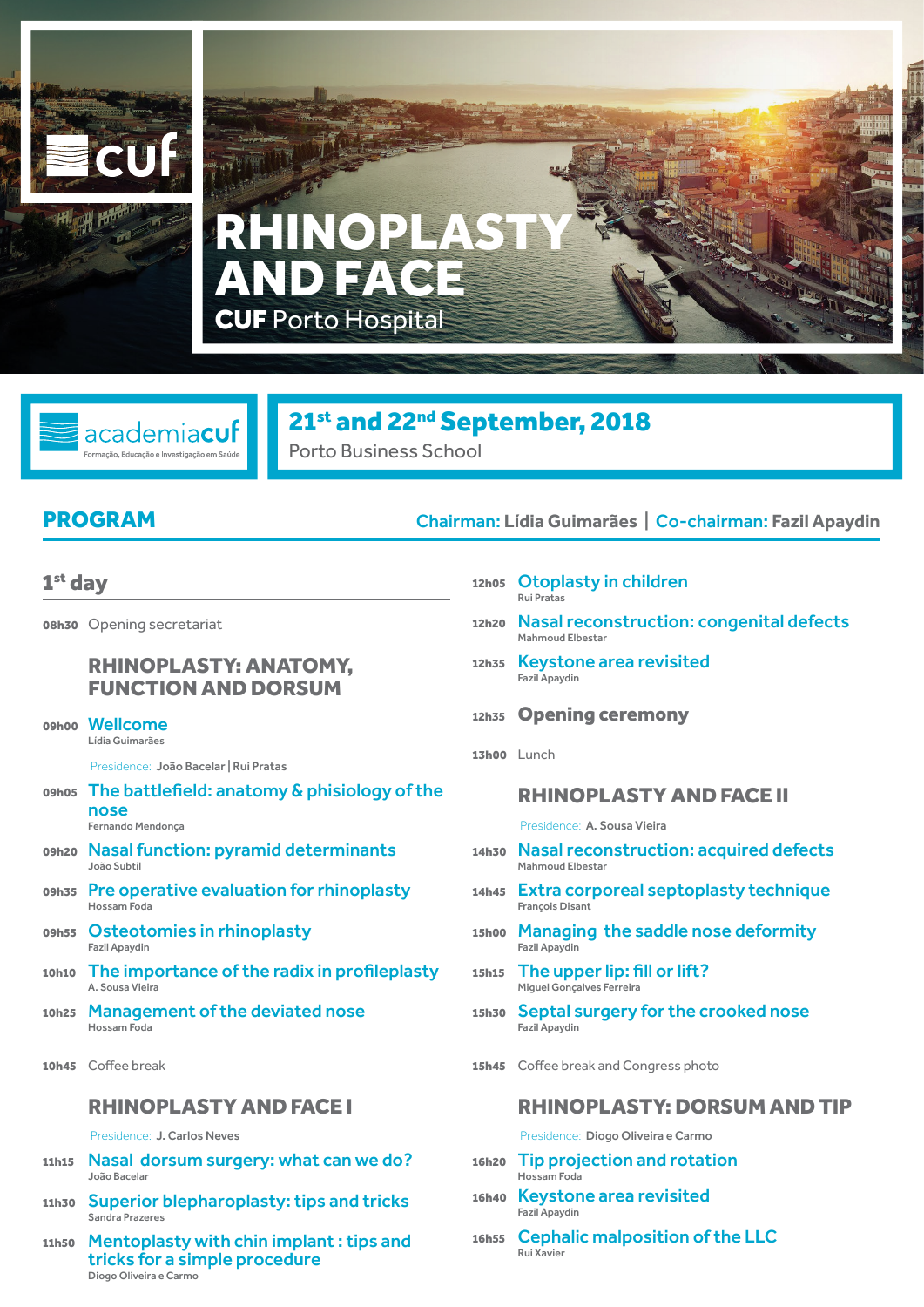cuf

# RHINOPLASTY AND FACE

**CUF** Porto Hospital

academia**cuf**
Formação, Educação e Investigação em Saúde

**21st and 22nd September, 2018**
Porto Business School

## PROGRAM

**Chairman: Lídia Guimarães | Co-chairman: Fazil Apaydin**

### 1st day

**08h30** Opening secretariat

#### RHINOPLASTY: ANATOMY, FUNCTION AND DORSUM

**09h00** Wellcome
Lídia Guimarães

Presidence: **João Bacelar | Rui Pratas**

**09h05** The battlefield: anatomy & phisiology of the nose
Fernando Mendonça

**09h20** Nasal function: pyramid determinants
João Subtil

**09h35** Pre operative evaluation for rhinoplasty
Hossam Foda

**09h55** Osteotomies in rhinoplasty
Fazil Apaydin

**10h10** The importance of the radix in profileplasty
A. Sousa Vieira

**10h25** Management of the deviated nose
Hossam Foda

**10h45** Coffee break

#### RHINOPLASTY AND FACE I

Presidence: **J. Carlos Neves**

**11h15** Nasal dorsum surgery: what can we do?
João Bacelar

**11h30** Superior blepharoplasty: tips and tricks
Sandra Prazeres

**11h50** Mentoplasty with chin implant : tips and tricks for a simple procedure
Diogo Oliveira e Carmo

**12h05** Otoplasty in children
Rui Pratas

**12h20** Nasal reconstruction: congenital defects
Mahmoud Elbestar

**12h35** Keystone area revisited
Fazil Apaydin

**12h35** **Opening ceremony**

**13h00** Lunch

#### RHINOPLASTY AND FACE II

Presidence: **A. Sousa Vieira**

**14h30** Nasal reconstruction: acquired defects
Mahmoud Elbestar

**14h45** Extra corporeal septoplasty technique
François Disant

**15h00** Managing the saddle nose deformity
Fazil Apaydin

**15h15** The upper lip: fill or lift?
Miguel Gonçalves Ferreira

**15h30** Septal surgery for the crooked nose
Fazil Apaydin

**15h45** Coffee break and Congress photo

#### RHINOPLASTY: DORSUM AND TIP

Presidence: **Diogo Oliveira e Carmo**

**16h20** Tip projection and rotation
Hossam Foda

**16h40** Keystone area revisited
Fazil Apaydin

**16h55** Cephalic malposition of the LLC
Rui Xavier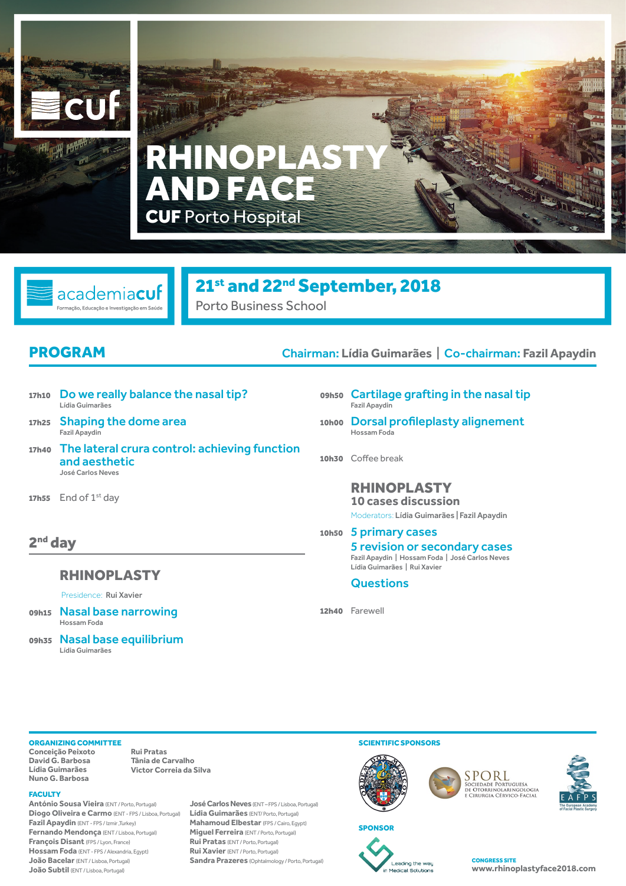# RHINOPLASTY AND FACE

**CUF** Porto Hospital

academia**cuf**

Formação, Educação e Investigação em Saúde

## 21st and 22nd September, 2018

Porto Business School

## PROGRAM

Chairman: **Lídia Guimarães** | Co-chairman: **Fazil Apaydin**

**17h10** Do we really balance the nasal tip?
Lídia Guimarães

**17h25** Shaping the dome area
Fazil Apaydin

**17h40** The lateral crura control: achieving function and aesthetic
José Carlos Neves

**17h55** End of 1st day

## 2nd day

### RHINOPLASTY

Presidence: **Rui Xavier**

**09h15** Nasal base narrowing
Hossam Foda

**09h35** Nasal base equilibrium
Lídia Guimarães

**09h50** Cartilage grafting in the nasal tip
Fazil Apaydin

**10h00** Dorsal profileplasty alignement
Hossam Foda

**10h30** Coffee break

### RHINOPLASTY
#### 10 cases discussion

Moderators: **Lídia Guimarães | Fazil Apaydin**

**10h50** 5 primary cases
5 revision or secondary cases
Fazil Apaydin | Hossam Foda | José Carlos Neves
Lídia Guimarães | Rui Xavier

Questions

**12h40** Farewell

**ORGANIZING COMMITTEE**

**Conceição Peixoto**
**David G. Barbosa**
**Lídia Guimarães**
**Nuno G. Barbosa**
**Rui Pratas**
**Tânia de Carvalho**
**Victor Correia da Silva**

**FACULTY**

**António Sousa Vieira** (ENT / Porto, Portugal)
**Diogo Oliveira e Carmo** (ENT - FPS / Lisboa, Portugal)
**Fazil Apaydin** (ENT - FPS / Izmir ,Turkey)
**Fernando Mendonça** (ENT / Lisboa, Portugal)
**François Disant** (FPS / Lyon, France)
**Hossam Foda** (ENT - FPS / Alexandria, Egypt)
**João Bacelar** (ENT / Lisboa, Portugal)
**João Subtil** (ENT / Lisboa, Portugal)
**José Carlos Neves** (ENT – FPS / Lisboa, Portugal)
**Lídia Guimarães** (ENT/ Porto, Portugal)
**Mahamoud Elbestar** (FPS / Cairo, Egypt)
**Miguel Ferreira** (ENT / Porto, Portugal)
**Rui Pratas** (ENT / Porto, Portugal)
**Rui Xavier** (ENT / Porto, Portugal)
**Sandra Prazeres** (Ophtalmology / Porto, Portugal)

**SCIENTIFIC SPONSORS**

Ordem dos Médicos
SPORL Sociedade Portuguesa de Otorrinolaringologia e Cirurgia Cérvico-Facial
EAFPS The European Academy of Facial Plastic Surgery

**SPONSOR**

Leading the way in Medical Solutions

**CONGRESS SITE**
**www.rhinoplastyface2018.com**